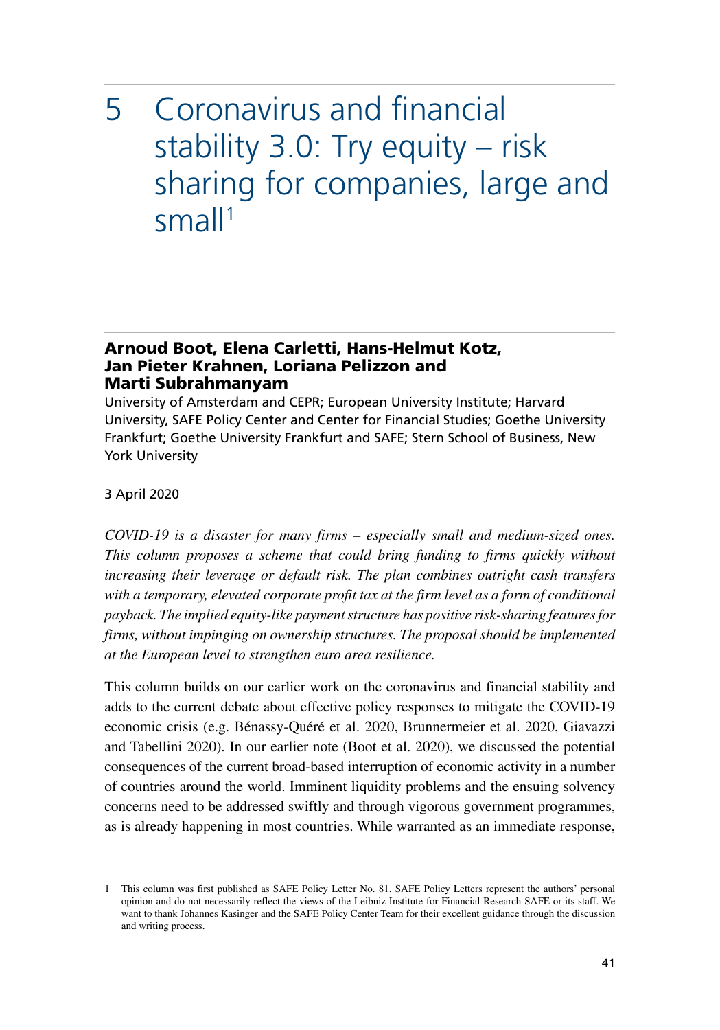# 5 Coronavirus and financial stability 3.0: Try equity – risk sharing for companies, large and small[1]

**Arnoud Boot, Elena Carletti, Hans-Helmut Kotz, Jan Pieter Krahnen, Loriana Pelizzon and Marti Subrahmanyam**

University of Amsterdam and CEPR; European University Institute; Harvard University, SAFE Policy Center and Center for Financial Studies; Goethe University Frankfurt; Goethe University Frankfurt and SAFE; Stern School of Business, New York University

3 April 2020

*COVID-19 is a disaster for many firms – especially small and medium-sized ones. This column proposes a scheme that could bring funding to firms quickly without increasing their leverage or default risk. The plan combines outright cash transfers with a temporary, elevated corporate profit tax at the firm level as a form of conditional payback. The implied equity-like payment structure has positive risk-sharing features for firms, without impinging on ownership structures. The proposal should be implemented at the European level to strengthen euro area resilience.*

This column builds on our earlier work on the coronavirus and financial stability and adds to the current debate about effective policy responses to mitigate the COVID-19 economic crisis (e.g. Bénassy-Quéré et al. 2020, Brunnermeier et al. 2020, Giavazzi and Tabellini 2020). In our earlier note (Boot et al. 2020), we discussed the potential consequences of the current broad-based interruption of economic activity in a number of countries around the world. Imminent liquidity problems and the ensuing solvency concerns need to be addressed swiftly and through vigorous government programmes, as is already happening in most countries. While warranted as an immediate response,

1 This column was first published as SAFE Policy Letter No. 81. SAFE Policy Letters represent the authors' personal opinion and do not necessarily reflect the views of the Leibniz Institute for Financial Research SAFE or its staff. We want to thank Johannes Kasinger and the SAFE Policy Center Team for their excellent guidance through the discussion and writing process.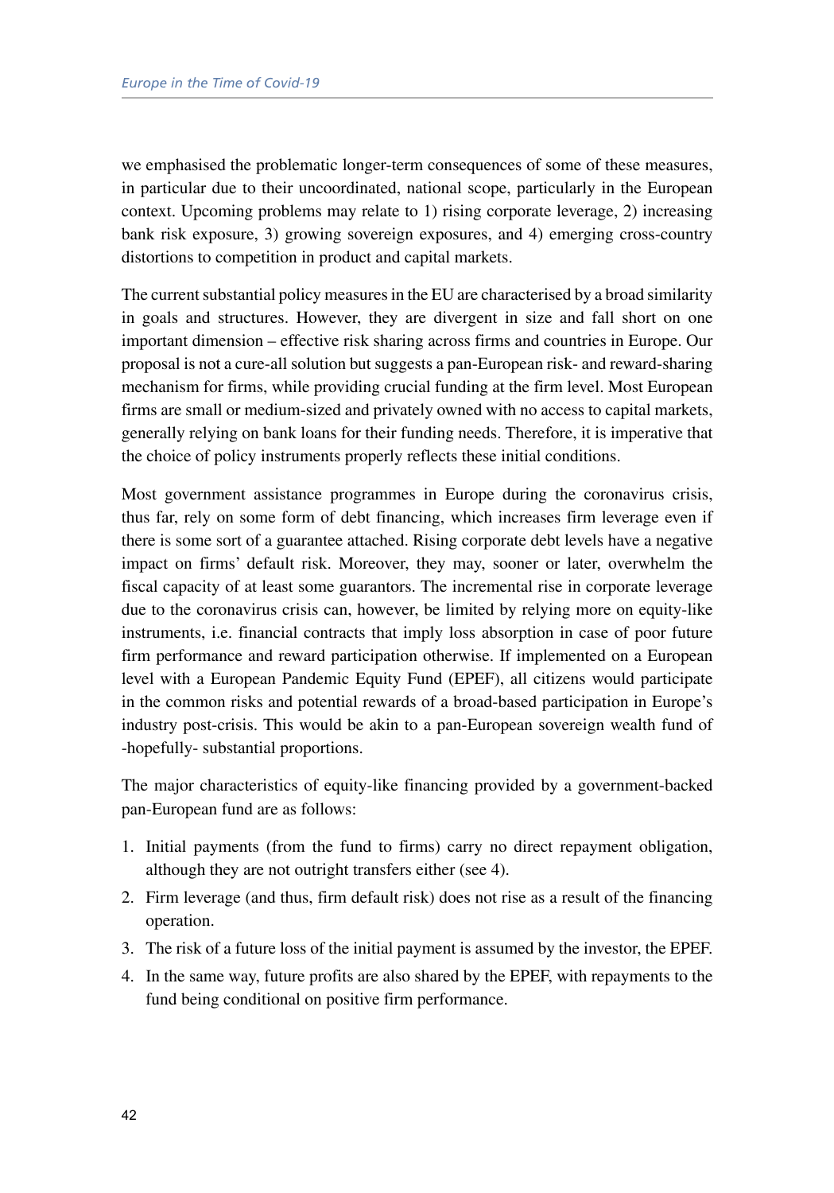we emphasised the problematic longer-term consequences of some of these measures, in particular due to their uncoordinated, national scope, particularly in the European context. Upcoming problems may relate to 1) rising corporate leverage, 2) increasing bank risk exposure, 3) growing sovereign exposures, and 4) emerging cross-country distortions to competition in product and capital markets.

The current substantial policy measures in the EU are characterised by a broad similarity in goals and structures. However, they are divergent in size and fall short on one important dimension – effective risk sharing across firms and countries in Europe. Our proposal is not a cure-all solution but suggests a pan-European risk- and reward-sharing mechanism for firms, while providing crucial funding at the firm level. Most European firms are small or medium-sized and privately owned with no access to capital markets, generally relying on bank loans for their funding needs. Therefore, it is imperative that the choice of policy instruments properly reflects these initial conditions.

Most government assistance programmes in Europe during the coronavirus crisis, thus far, rely on some form of debt financing, which increases firm leverage even if there is some sort of a guarantee attached. Rising corporate debt levels have a negative impact on firms' default risk. Moreover, they may, sooner or later, overwhelm the fiscal capacity of at least some guarantors. The incremental rise in corporate leverage due to the coronavirus crisis can, however, be limited by relying more on equity-like instruments, i.e. financial contracts that imply loss absorption in case of poor future firm performance and reward participation otherwise. If implemented on a European level with a European Pandemic Equity Fund (EPEF), all citizens would participate in the common risks and potential rewards of a broad-based participation in Europe's industry post-crisis. This would be akin to a pan-European sovereign wealth fund of -hopefully- substantial proportions.

The major characteristics of equity-like financing provided by a government-backed pan-European fund are as follows:

1. Initial payments (from the fund to firms) carry no direct repayment obligation, although they are not outright transfers either (see 4).
2. Firm leverage (and thus, firm default risk) does not rise as a result of the financing operation.
3. The risk of a future loss of the initial payment is assumed by the investor, the EPEF.
4. In the same way, future profits are also shared by the EPEF, with repayments to the fund being conditional on positive firm performance.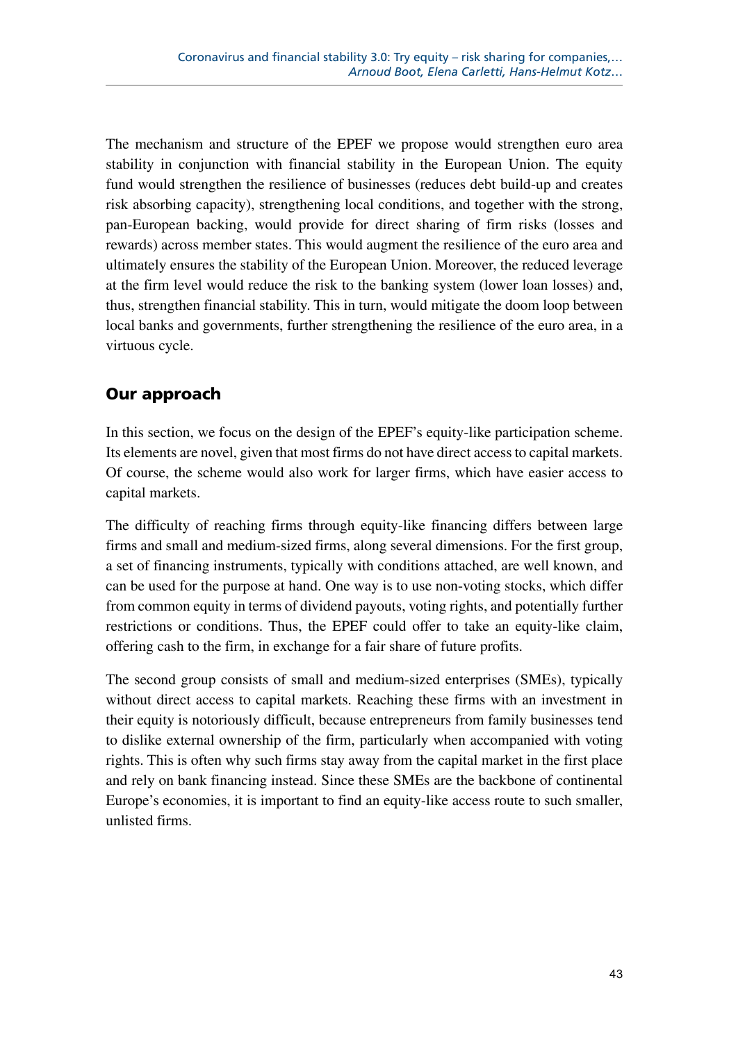The mechanism and structure of the EPEF we propose would strengthen euro area stability in conjunction with financial stability in the European Union. The equity fund would strengthen the resilience of businesses (reduces debt build-up and creates risk absorbing capacity), strengthening local conditions, and together with the strong, pan-European backing, would provide for direct sharing of firm risks (losses and rewards) across member states. This would augment the resilience of the euro area and ultimately ensures the stability of the European Union. Moreover, the reduced leverage at the firm level would reduce the risk to the banking system (lower loan losses) and, thus, strengthen financial stability. This in turn, would mitigate the doom loop between local banks and governments, further strengthening the resilience of the euro area, in a virtuous cycle.

## Our approach

In this section, we focus on the design of the EPEF's equity-like participation scheme. Its elements are novel, given that most firms do not have direct access to capital markets. Of course, the scheme would also work for larger firms, which have easier access to capital markets.

The difficulty of reaching firms through equity-like financing differs between large firms and small and medium-sized firms, along several dimensions. For the first group, a set of financing instruments, typically with conditions attached, are well known, and can be used for the purpose at hand. One way is to use non-voting stocks, which differ from common equity in terms of dividend payouts, voting rights, and potentially further restrictions or conditions. Thus, the EPEF could offer to take an equity-like claim, offering cash to the firm, in exchange for a fair share of future profits.

The second group consists of small and medium-sized enterprises (SMEs), typically without direct access to capital markets. Reaching these firms with an investment in their equity is notoriously difficult, because entrepreneurs from family businesses tend to dislike external ownership of the firm, particularly when accompanied with voting rights. This is often why such firms stay away from the capital market in the first place and rely on bank financing instead. Since these SMEs are the backbone of continental Europe's economies, it is important to find an equity-like access route to such smaller, unlisted firms.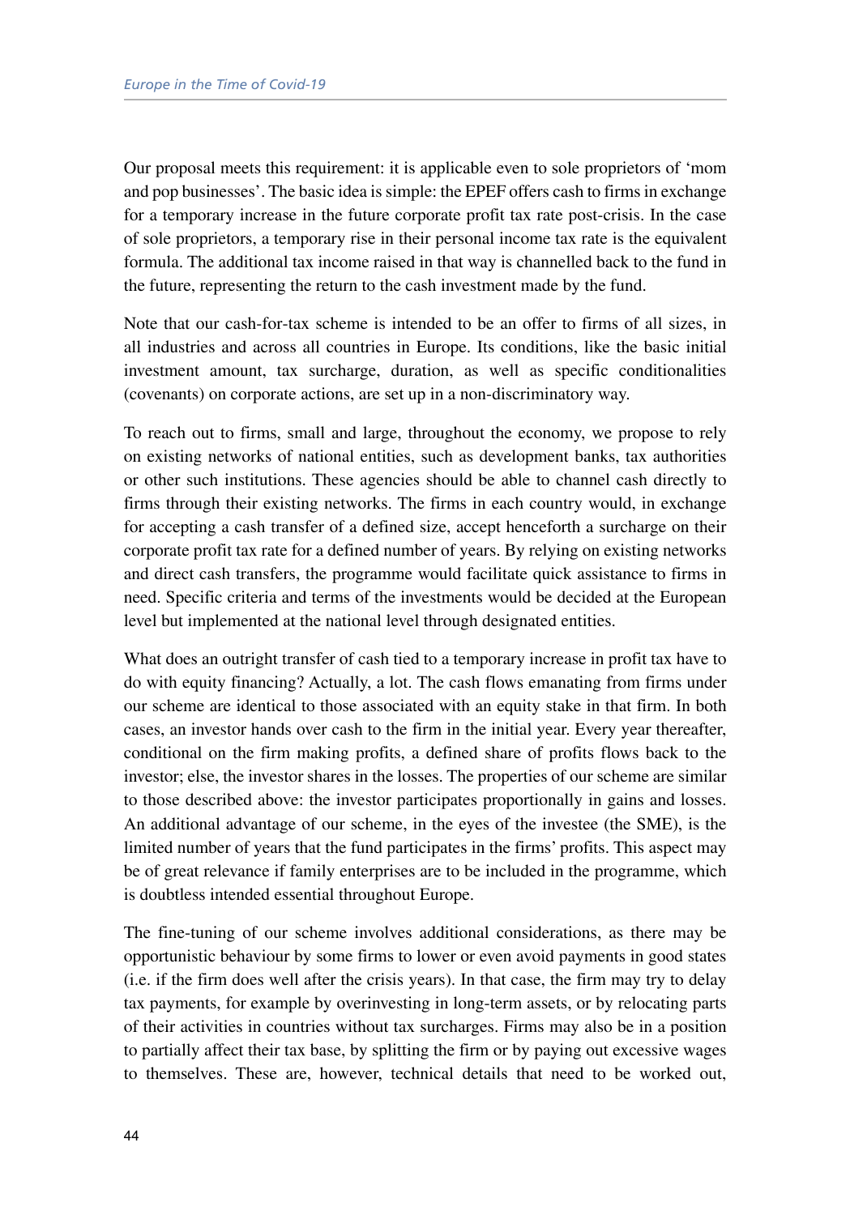Our proposal meets this requirement: it is applicable even to sole proprietors of 'mom and pop businesses'. The basic idea is simple: the EPEF offers cash to firms in exchange for a temporary increase in the future corporate profit tax rate post-crisis. In the case of sole proprietors, a temporary rise in their personal income tax rate is the equivalent formula. The additional tax income raised in that way is channelled back to the fund in the future, representing the return to the cash investment made by the fund.

Note that our cash-for-tax scheme is intended to be an offer to firms of all sizes, in all industries and across all countries in Europe. Its conditions, like the basic initial investment amount, tax surcharge, duration, as well as specific conditionalities (covenants) on corporate actions, are set up in a non-discriminatory way.

To reach out to firms, small and large, throughout the economy, we propose to rely on existing networks of national entities, such as development banks, tax authorities or other such institutions. These agencies should be able to channel cash directly to firms through their existing networks. The firms in each country would, in exchange for accepting a cash transfer of a defined size, accept henceforth a surcharge on their corporate profit tax rate for a defined number of years. By relying on existing networks and direct cash transfers, the programme would facilitate quick assistance to firms in need. Specific criteria and terms of the investments would be decided at the European level but implemented at the national level through designated entities.

What does an outright transfer of cash tied to a temporary increase in profit tax have to do with equity financing? Actually, a lot. The cash flows emanating from firms under our scheme are identical to those associated with an equity stake in that firm. In both cases, an investor hands over cash to the firm in the initial year. Every year thereafter, conditional on the firm making profits, a defined share of profits flows back to the investor; else, the investor shares in the losses. The properties of our scheme are similar to those described above: the investor participates proportionally in gains and losses. An additional advantage of our scheme, in the eyes of the investee (the SME), is the limited number of years that the fund participates in the firms' profits. This aspect may be of great relevance if family enterprises are to be included in the programme, which is doubtless intended essential throughout Europe.

The fine-tuning of our scheme involves additional considerations, as there may be opportunistic behaviour by some firms to lower or even avoid payments in good states (i.e. if the firm does well after the crisis years). In that case, the firm may try to delay tax payments, for example by overinvesting in long-term assets, or by relocating parts of their activities in countries without tax surcharges. Firms may also be in a position to partially affect their tax base, by splitting the firm or by paying out excessive wages to themselves. These are, however, technical details that need to be worked out,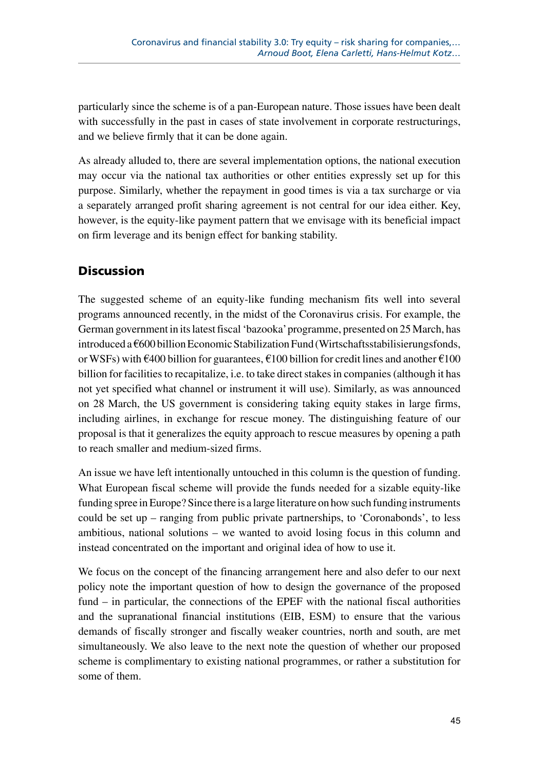particularly since the scheme is of a pan-European nature. Those issues have been dealt with successfully in the past in cases of state involvement in corporate restructurings, and we believe firmly that it can be done again.

As already alluded to, there are several implementation options, the national execution may occur via the national tax authorities or other entities expressly set up for this purpose. Similarly, whether the repayment in good times is via a tax surcharge or via a separately arranged profit sharing agreement is not central for our idea either. Key, however, is the equity-like payment pattern that we envisage with its beneficial impact on firm leverage and its benign effect for banking stability.

## Discussion

The suggested scheme of an equity-like funding mechanism fits well into several programs announced recently, in the midst of the Coronavirus crisis. For example, the German government in its latest fiscal 'bazooka' programme, presented on 25 March, has introduced a €600 billion Economic Stabilization Fund (Wirtschaftsstabilisierungsfonds, or WSFs) with €400 billion for guarantees, €100 billion for credit lines and another €100 billion for facilities to recapitalize, i.e. to take direct stakes in companies (although it has not yet specified what channel or instrument it will use). Similarly, as was announced on 28 March, the US government is considering taking equity stakes in large firms, including airlines, in exchange for rescue money. The distinguishing feature of our proposal is that it generalizes the equity approach to rescue measures by opening a path to reach smaller and medium-sized firms.

An issue we have left intentionally untouched in this column is the question of funding. What European fiscal scheme will provide the funds needed for a sizable equity-like funding spree in Europe? Since there is a large literature on how such funding instruments could be set up – ranging from public private partnerships, to 'Coronabonds', to less ambitious, national solutions – we wanted to avoid losing focus in this column and instead concentrated on the important and original idea of how to use it.

We focus on the concept of the financing arrangement here and also defer to our next policy note the important question of how to design the governance of the proposed fund – in particular, the connections of the EPEF with the national fiscal authorities and the supranational financial institutions (EIB, ESM) to ensure that the various demands of fiscally stronger and fiscally weaker countries, north and south, are met simultaneously. We also leave to the next note the question of whether our proposed scheme is complimentary to existing national programmes, or rather a substitution for some of them.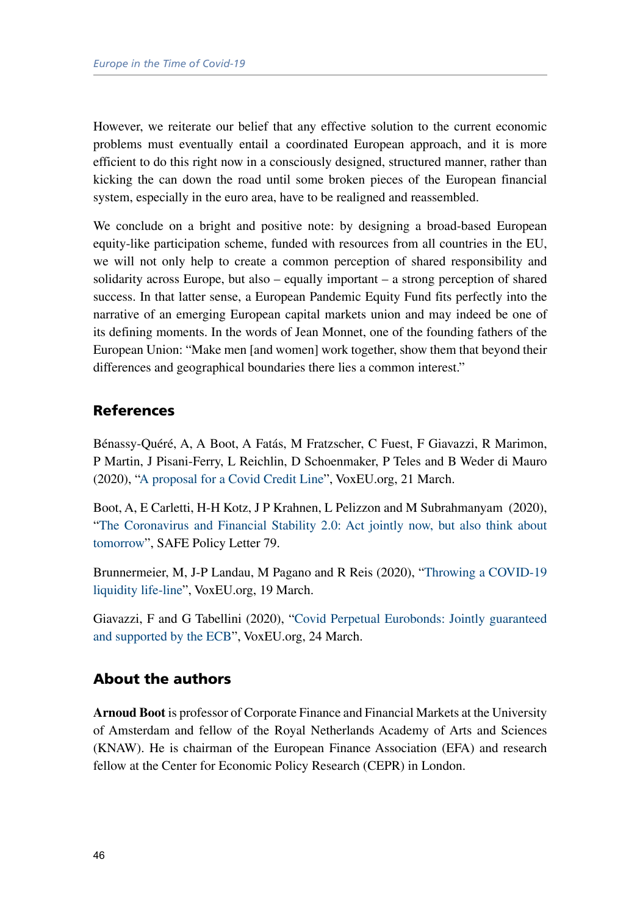However, we reiterate our belief that any effective solution to the current economic problems must eventually entail a coordinated European approach, and it is more efficient to do this right now in a consciously designed, structured manner, rather than kicking the can down the road until some broken pieces of the European financial system, especially in the euro area, have to be realigned and reassembled.

We conclude on a bright and positive note: by designing a broad-based European equity-like participation scheme, funded with resources from all countries in the EU, we will not only help to create a common perception of shared responsibility and solidarity across Europe, but also – equally important – a strong perception of shared success. In that latter sense, a European Pandemic Equity Fund fits perfectly into the narrative of an emerging European capital markets union and may indeed be one of its defining moments. In the words of Jean Monnet, one of the founding fathers of the European Union: "Make men [and women] work together, show them that beyond their differences and geographical boundaries there lies a common interest."

## References

Bénassy-Quéré, A, A Boot, A Fatás, M Fratzscher, C Fuest, F Giavazzi, R Marimon, P Martin, J Pisani-Ferry, L Reichlin, D Schoenmaker, P Teles and B Weder di Mauro (2020), "A proposal for a Covid Credit Line", VoxEU.org, 21 March.

Boot, A, E Carletti, H-H Kotz, J P Krahnen, L Pelizzon and M Subrahmanyam (2020), "The Coronavirus and Financial Stability 2.0: Act jointly now, but also think about tomorrow", SAFE Policy Letter 79.

Brunnermeier, M, J-P Landau, M Pagano and R Reis (2020), "Throwing a COVID-19 liquidity life-line", VoxEU.org, 19 March.

Giavazzi, F and G Tabellini (2020), "Covid Perpetual Eurobonds: Jointly guaranteed and supported by the ECB", VoxEU.org, 24 March.

## About the authors

**Arnoud Boot** is professor of Corporate Finance and Financial Markets at the University of Amsterdam and fellow of the Royal Netherlands Academy of Arts and Sciences (KNAW). He is chairman of the European Finance Association (EFA) and research fellow at the Center for Economic Policy Research (CEPR) in London.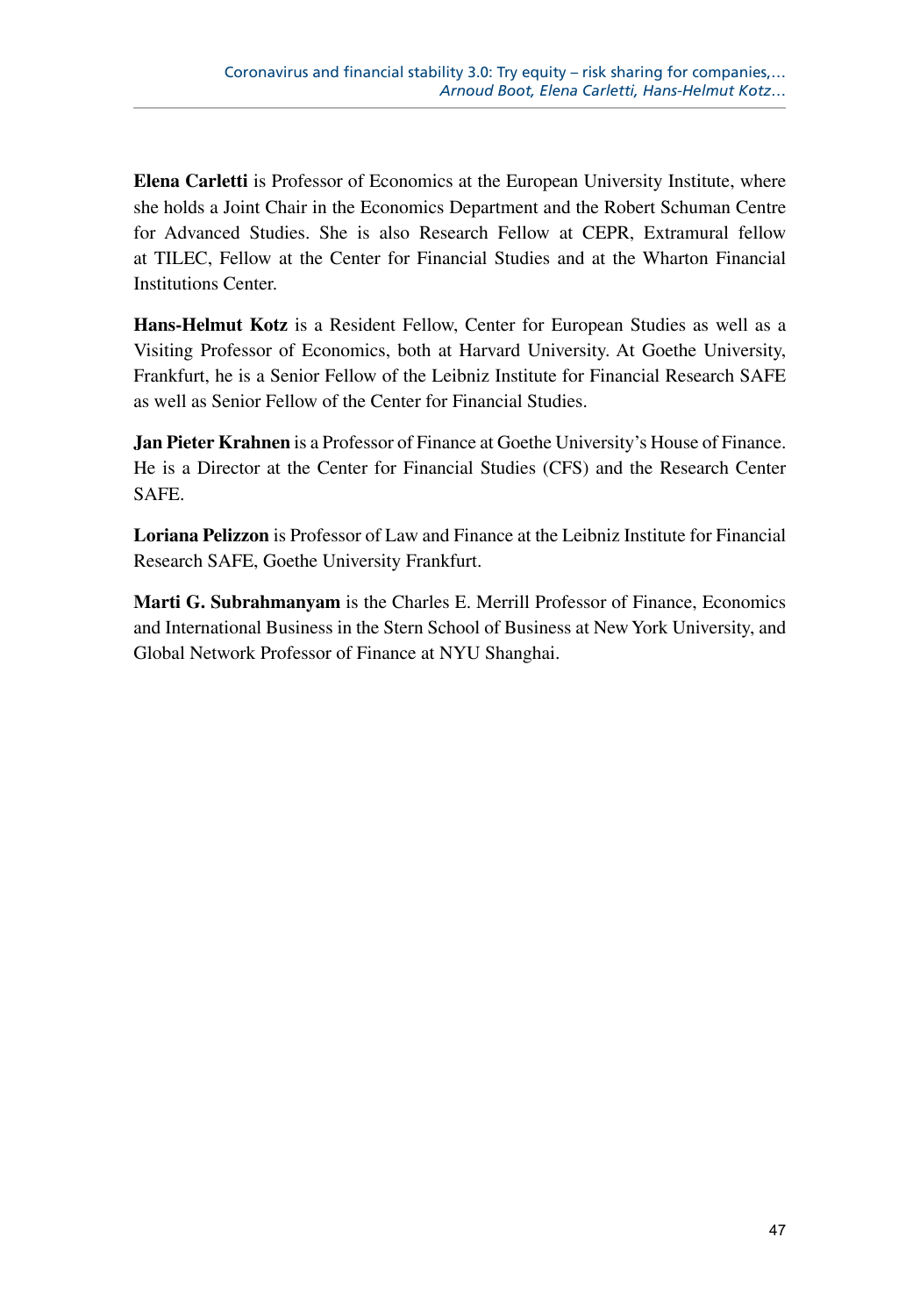**Elena Carletti** is Professor of Economics at the European University Institute, where she holds a Joint Chair in the Economics Department and the Robert Schuman Centre for Advanced Studies. She is also Research Fellow at CEPR, Extramural fellow at TILEC, Fellow at the Center for Financial Studies and at the Wharton Financial Institutions Center.

**Hans-Helmut Kotz** is a Resident Fellow, Center for European Studies as well as a Visiting Professor of Economics, both at Harvard University. At Goethe University, Frankfurt, he is a Senior Fellow of the Leibniz Institute for Financial Research SAFE as well as Senior Fellow of the Center for Financial Studies.

**Jan Pieter Krahnen** is a Professor of Finance at Goethe University's House of Finance. He is a Director at the Center for Financial Studies (CFS) and the Research Center SAFE.

**Loriana Pelizzon** is Professor of Law and Finance at the Leibniz Institute for Financial Research SAFE, Goethe University Frankfurt.

**Marti G. Subrahmanyam** is the Charles E. Merrill Professor of Finance, Economics and International Business in the Stern School of Business at New York University, and Global Network Professor of Finance at NYU Shanghai.